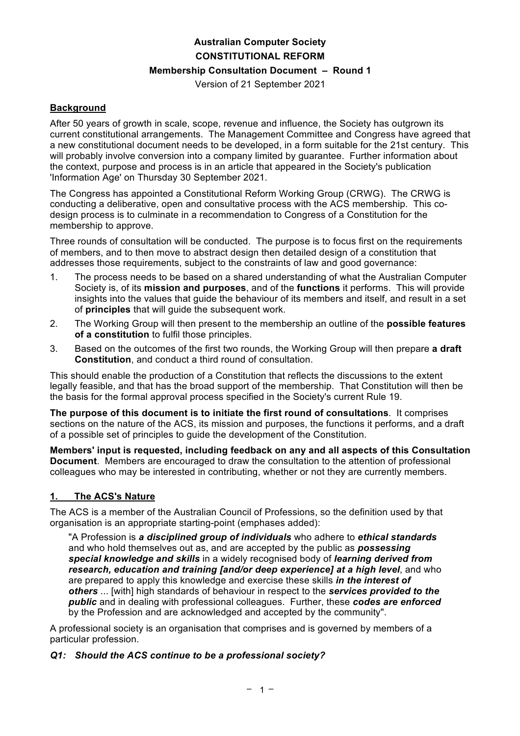**Australian Computer Society**

**CONSTITUTIONAL REFORM**

**Membership Consultation Document – Round 1**

Version of 21 September 2021

## Background

After 50 years of growth in scale, scope, revenue and influence, the Society has outgrown its current constitutional arrangements. The Management Committee and Congress have agreed that a new constitutional document needs to be developed, in a form suitable for the 21st century. This will probably involve conversion into a company limited by guarantee. Further information about the context, purpose and process is in an article that appeared in the Society's publication 'Information Age' on Thursday 30 September 2021.

The Congress has appointed a Constitutional Reform Working Group (CRWG). The CRWG is conducting a deliberative, open and consultative process with the ACS membership. This co-design process is to culminate in a recommendation to Congress of a Constitution for the membership to approve.

Three rounds of consultation will be conducted. The purpose is to focus first on the requirements of members, and to then move to abstract design then detailed design of a constitution that addresses those requirements, subject to the constraints of law and good governance:

1. The process needs to be based on a shared understanding of what the Australian Computer Society is, of its **mission and purposes**, and of the **functions** it performs. This will provide insights into the values that guide the behaviour of its members and itself, and result in a set of **principles** that will guide the subsequent work.
2. The Working Group will then present to the membership an outline of the **possible features of a constitution** to fulfil those principles.
3. Based on the outcomes of the first two rounds, the Working Group will then prepare **a draft Constitution**, and conduct a third round of consultation.

This should enable the production of a Constitution that reflects the discussions to the extent legally feasible, and that has the broad support of the membership. That Constitution will then be the basis for the formal approval process specified in the Society's current Rule 19.

**The purpose of this document is to initiate the first round of consultations**. It comprises sections on the nature of the ACS, its mission and purposes, the functions it performs, and a draft of a possible set of principles to guide the development of the Constitution.

**Members' input is requested, including feedback on any and all aspects of this Consultation Document**. Members are encouraged to draw the consultation to the attention of professional colleagues who may be interested in contributing, whether or not they are currently members.

## 1. The ACS's Nature

The ACS is a member of the Australian Council of Professions, so the definition used by that organisation is an appropriate starting-point (emphases added):

> "A Profession is ***a disciplined group of individuals*** who adhere to ***ethical standards*** and who hold themselves out as, and are accepted by the public as ***possessing special knowledge and skills*** in a widely recognised body of ***learning derived from research, education and training [and/or deep experience] at a high level***, and who are prepared to apply this knowledge and exercise these skills ***in the interest of others*** ... [with] high standards of behaviour in respect to the ***services provided to the public*** and in dealing with professional colleagues. Further, these ***codes are enforced*** by the Profession and are acknowledged and accepted by the community".

A professional society is an organisation that comprises and is governed by members of a particular profession.

***Q1: Should the ACS continue to be a professional society?***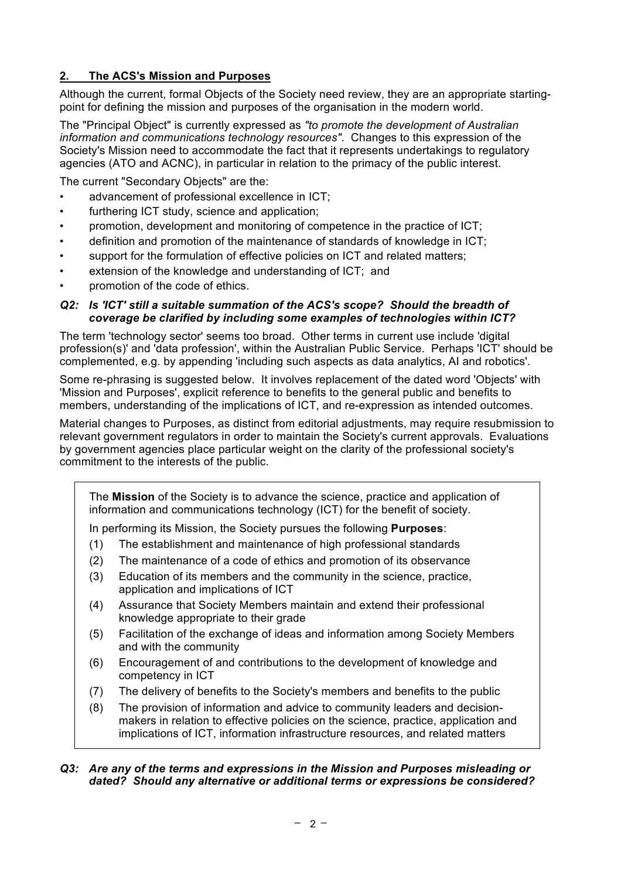## 2. The ACS's Mission and Purposes

Although the current, formal Objects of the Society need review, they are an appropriate starting-point for defining the mission and purposes of the organisation in the modern world.

The "Principal Object" is currently expressed as *"to promote the development of Australian information and communications technology resources"*. Changes to this expression of the Society's Mission need to accommodate the fact that it represents undertakings to regulatory agencies (ATO and ACNC), in particular in relation to the primacy of the public interest.

The current "Secondary Objects" are the:

- advancement of professional excellence in ICT;
- furthering ICT study, science and application;
- promotion, development and monitoring of competence in the practice of ICT;
- definition and promotion of the maintenance of standards of knowledge in ICT;
- support for the formulation of effective policies on ICT and related matters;
- extension of the knowledge and understanding of ICT; and
- promotion of the code of ethics.

***Q2: Is 'ICT' still a suitable summation of the ACS's scope? Should the breadth of coverage be clarified by including some examples of technologies within ICT?***

The term 'technology sector' seems too broad. Other terms in current use include 'digital profession(s)' and 'data profession', within the Australian Public Service. Perhaps 'ICT' should be complemented, e.g. by appending 'including such aspects as data analytics, AI and robotics'.

Some re-phrasing is suggested below. It involves replacement of the dated word 'Objects' with 'Mission and Purposes', explicit reference to benefits to the general public and benefits to members, understanding of the implications of ICT, and re-expression as intended outcomes.

Material changes to Purposes, as distinct from editorial adjustments, may require resubmission to relevant government regulators in order to maintain the Society's current approvals. Evaluations by government agencies place particular weight on the clarity of the professional society's commitment to the interests of the public.

> The **Mission** of the Society is to advance the science, practice and application of information and communications technology (ICT) for the benefit of society.
>
> In performing its Mission, the Society pursues the following **Purposes**:
>
> (1) The establishment and maintenance of high professional standards
>
> (2) The maintenance of a code of ethics and promotion of its observance
>
> (3) Education of its members and the community in the science, practice, application and implications of ICT
>
> (4) Assurance that Society Members maintain and extend their professional knowledge appropriate to their grade
>
> (5) Facilitation of the exchange of ideas and information among Society Members and with the community
>
> (6) Encouragement of and contributions to the development of knowledge and competency in ICT
>
> (7) The delivery of benefits to the Society's members and benefits to the public
>
> (8) The provision of information and advice to community leaders and decision-makers in relation to effective policies on the science, practice, application and implications of ICT, information infrastructure resources, and related matters

***Q3: Are any of the terms and expressions in the Mission and Purposes misleading or dated? Should any alternative or additional terms or expressions be considered?***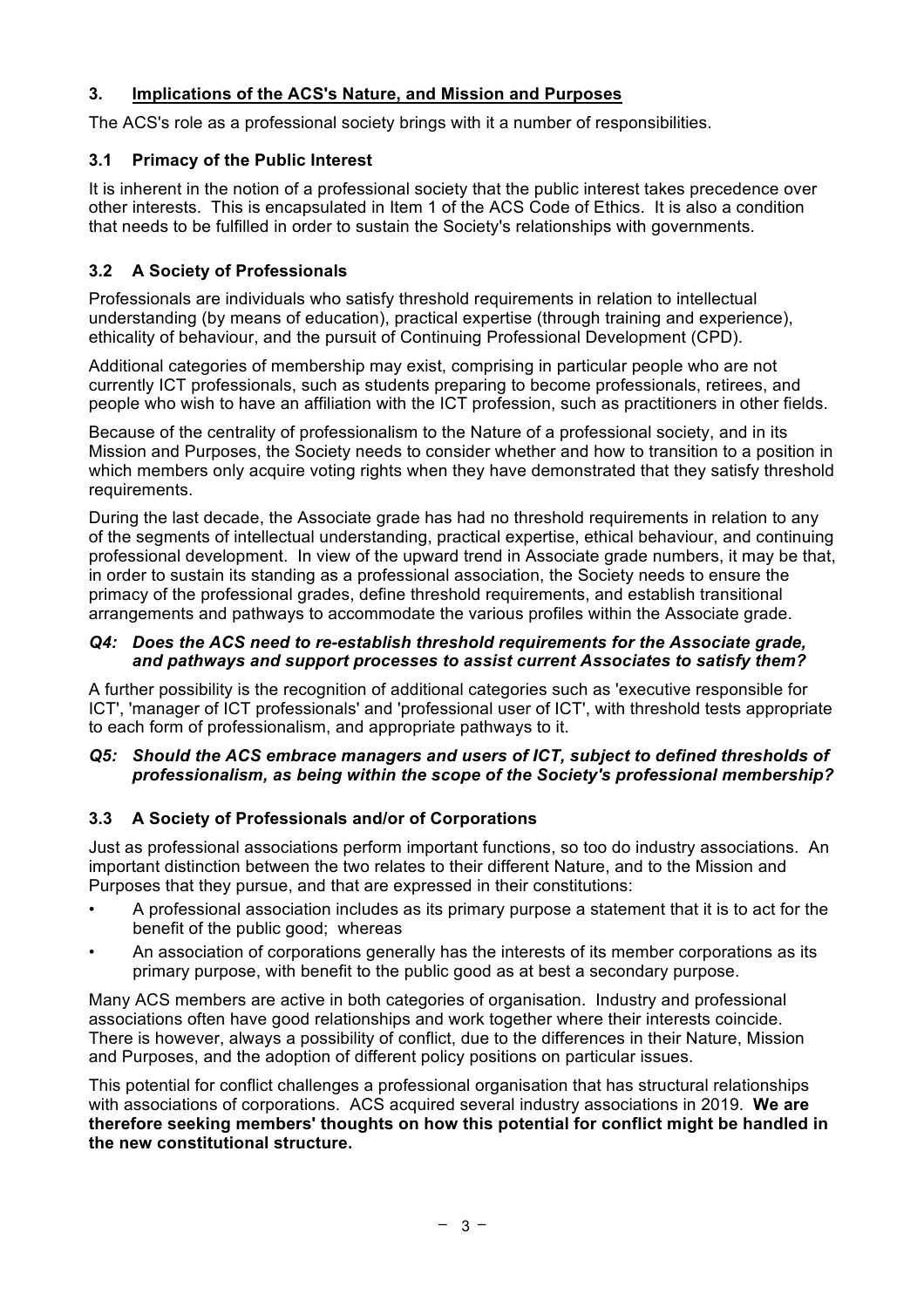## 3. Implications of the ACS's Nature, and Mission and Purposes

The ACS's role as a professional society brings with it a number of responsibilities.

### 3.1 Primacy of the Public Interest

It is inherent in the notion of a professional society that the public interest takes precedence over other interests. This is encapsulated in Item 1 of the ACS Code of Ethics. It is also a condition that needs to be fulfilled in order to sustain the Society's relationships with governments.

### 3.2 A Society of Professionals

Professionals are individuals who satisfy threshold requirements in relation to intellectual understanding (by means of education), practical expertise (through training and experience), ethicality of behaviour, and the pursuit of Continuing Professional Development (CPD).

Additional categories of membership may exist, comprising in particular people who are not currently ICT professionals, such as students preparing to become professionals, retirees, and people who wish to have an affiliation with the ICT profession, such as practitioners in other fields.

Because of the centrality of professionalism to the Nature of a professional society, and in its Mission and Purposes, the Society needs to consider whether and how to transition to a position in which members only acquire voting rights when they have demonstrated that they satisfy threshold requirements.

During the last decade, the Associate grade has had no threshold requirements in relation to any of the segments of intellectual understanding, practical expertise, ethical behaviour, and continuing professional development. In view of the upward trend in Associate grade numbers, it may be that, in order to sustain its standing as a professional association, the Society needs to ensure the primacy of the professional grades, define threshold requirements, and establish transitional arrangements and pathways to accommodate the various profiles within the Associate grade.

***Q4: Does the ACS need to re-establish threshold requirements for the Associate grade, and pathways and support processes to assist current Associates to satisfy them?***

A further possibility is the recognition of additional categories such as 'executive responsible for ICT', 'manager of ICT professionals' and 'professional user of ICT', with threshold tests appropriate to each form of professionalism, and appropriate pathways to it.

***Q5: Should the ACS embrace managers and users of ICT, subject to defined thresholds of professionalism, as being within the scope of the Society's professional membership?***

### 3.3 A Society of Professionals and/or of Corporations

Just as professional associations perform important functions, so too do industry associations. An important distinction between the two relates to their different Nature, and to the Mission and Purposes that they pursue, and that are expressed in their constitutions:

- A professional association includes as its primary purpose a statement that it is to act for the benefit of the public good; whereas
- An association of corporations generally has the interests of its member corporations as its primary purpose, with benefit to the public good as at best a secondary purpose.

Many ACS members are active in both categories of organisation. Industry and professional associations often have good relationships and work together where their interests coincide. There is however, always a possibility of conflict, due to the differences in their Nature, Mission and Purposes, and the adoption of different policy positions on particular issues.

This potential for conflict challenges a professional organisation that has structural relationships with associations of corporations. ACS acquired several industry associations in 2019. **We are therefore seeking members' thoughts on how this potential for conflict might be handled in the new constitutional structure.**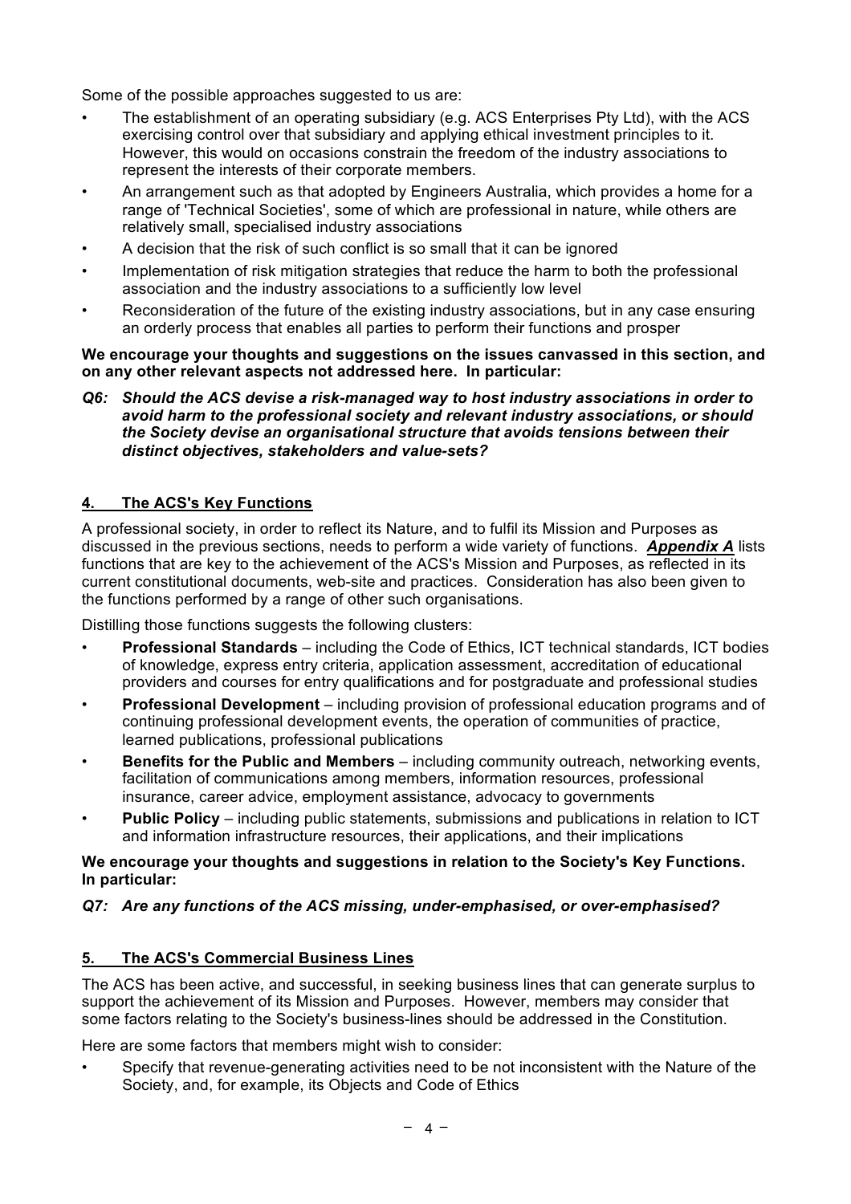Some of the possible approaches suggested to us are:

- The establishment of an operating subsidiary (e.g. ACS Enterprises Pty Ltd), with the ACS exercising control over that subsidiary and applying ethical investment principles to it. However, this would on occasions constrain the freedom of the industry associations to represent the interests of their corporate members.
- An arrangement such as that adopted by Engineers Australia, which provides a home for a range of 'Technical Societies', some of which are professional in nature, while others are relatively small, specialised industry associations
- A decision that the risk of such conflict is so small that it can be ignored
- Implementation of risk mitigation strategies that reduce the harm to both the professional association and the industry associations to a sufficiently low level
- Reconsideration of the future of the existing industry associations, but in any case ensuring an orderly process that enables all parties to perform their functions and prosper

**We encourage your thoughts and suggestions on the issues canvassed in this section, and on any other relevant aspects not addressed here. In particular:**

***Q6: Should the ACS devise a risk-managed way to host industry associations in order to avoid harm to the professional society and relevant industry associations, or should the Society devise an organisational structure that avoids tensions between their distinct objectives, stakeholders and value-sets?***

## 4. The ACS's Key Functions

A professional society, in order to reflect its Nature, and to fulfil its Mission and Purposes as discussed in the previous sections, needs to perform a wide variety of functions. ***Appendix A*** lists functions that are key to the achievement of the ACS's Mission and Purposes, as reflected in its current constitutional documents, web-site and practices. Consideration has also been given to the functions performed by a range of other such organisations.

Distilling those functions suggests the following clusters:

- **Professional Standards** – including the Code of Ethics, ICT technical standards, ICT bodies of knowledge, express entry criteria, application assessment, accreditation of educational providers and courses for entry qualifications and for postgraduate and professional studies
- **Professional Development** – including provision of professional education programs and of continuing professional development events, the operation of communities of practice, learned publications, professional publications
- **Benefits for the Public and Members** – including community outreach, networking events, facilitation of communications among members, information resources, professional insurance, career advice, employment assistance, advocacy to governments
- **Public Policy** – including public statements, submissions and publications in relation to ICT and information infrastructure resources, their applications, and their implications

**We encourage your thoughts and suggestions in relation to the Society's Key Functions. In particular:**

***Q7: Are any functions of the ACS missing, under-emphasised, or over-emphasised?***

## 5. The ACS's Commercial Business Lines

The ACS has been active, and successful, in seeking business lines that can generate surplus to support the achievement of its Mission and Purposes. However, members may consider that some factors relating to the Society's business-lines should be addressed in the Constitution.

Here are some factors that members might wish to consider:

- Specify that revenue-generating activities need to be not inconsistent with the Nature of the Society, and, for example, its Objects and Code of Ethics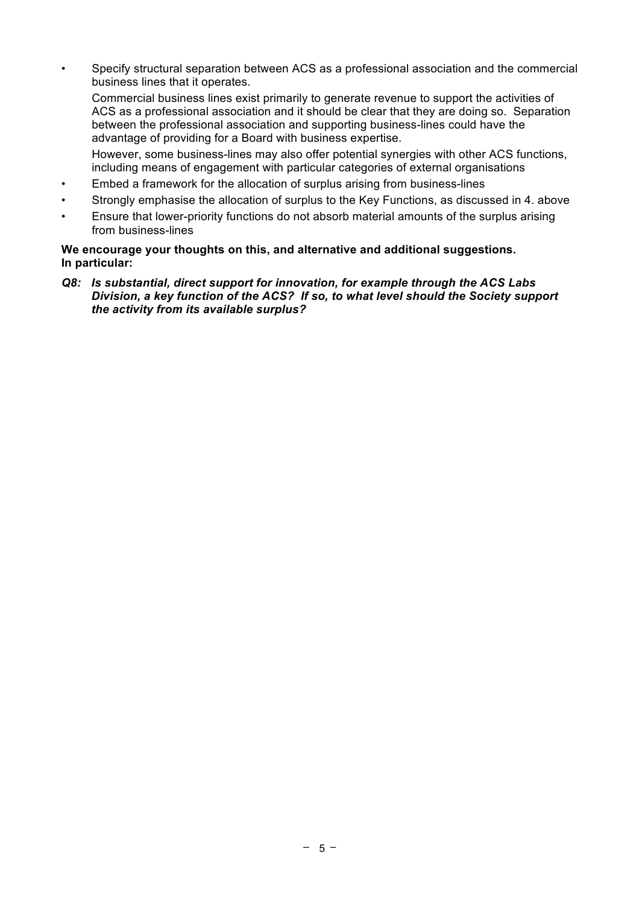- Specify structural separation between ACS as a professional association and the commercial business lines that it operates.

  Commercial business lines exist primarily to generate revenue to support the activities of ACS as a professional association and it should be clear that they are doing so. Separation between the professional association and supporting business-lines could have the advantage of providing for a Board with business expertise.

  However, some business-lines may also offer potential synergies with other ACS functions, including means of engagement with particular categories of external organisations
- Embed a framework for the allocation of surplus arising from business-lines
- Strongly emphasise the allocation of surplus to the Key Functions, as discussed in 4. above
- Ensure that lower-priority functions do not absorb material amounts of the surplus arising from business-lines

**We encourage your thoughts on this, and alternative and additional suggestions. In particular:**

***Q8: Is substantial, direct support for innovation, for example through the ACS Labs Division, a key function of the ACS? If so, to what level should the Society support the activity from its available surplus?***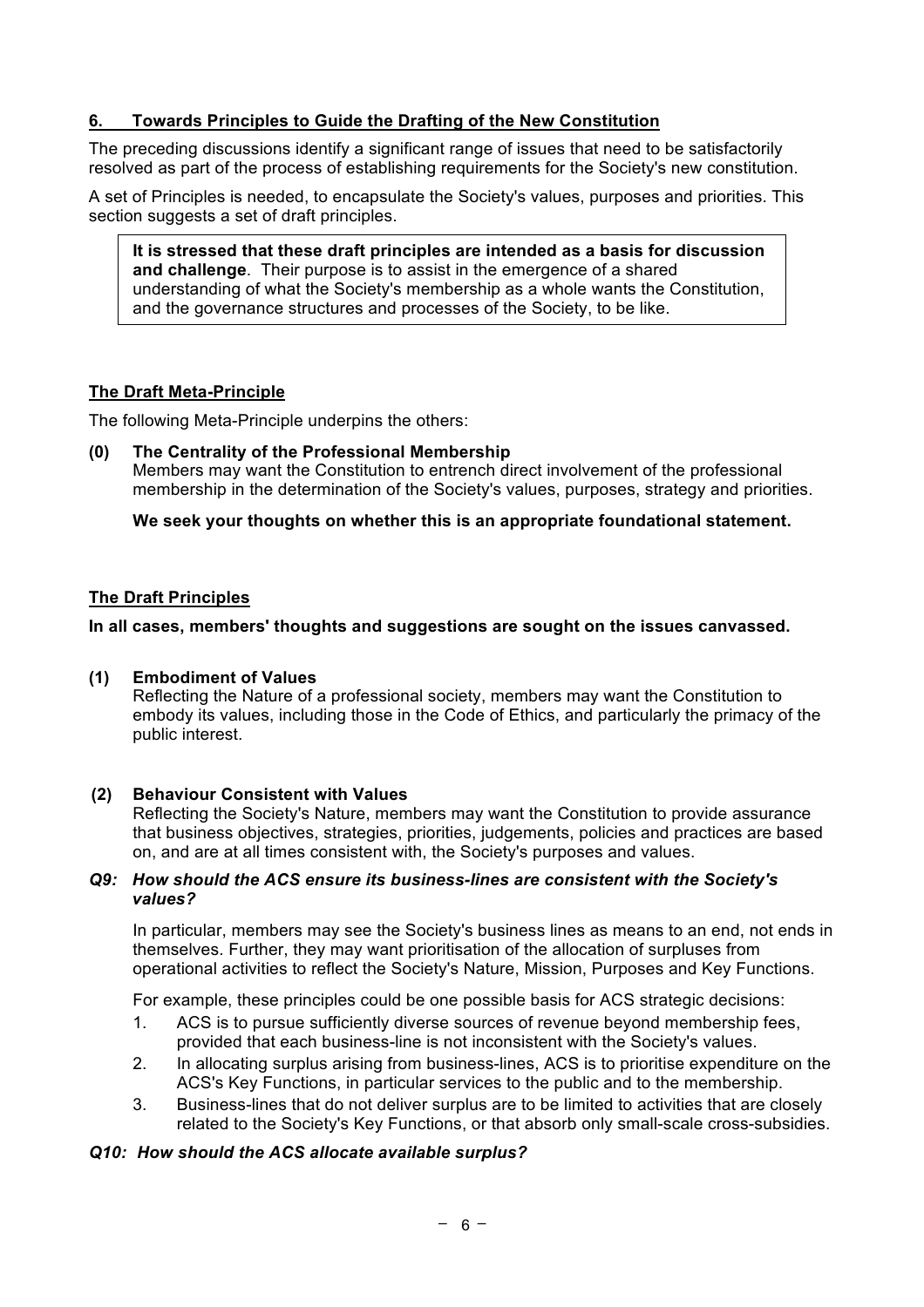## 6. Towards Principles to Guide the Drafting of the New Constitution

The preceding discussions identify a significant range of issues that need to be satisfactorily resolved as part of the process of establishing requirements for the Society's new constitution.

A set of Principles is needed, to encapsulate the Society's values, purposes and priorities. This section suggests a set of draft principles.

> **It is stressed that these draft principles are intended as a basis for discussion and challenge**. Their purpose is to assist in the emergence of a shared understanding of what the Society's membership as a whole wants the Constitution, and the governance structures and processes of the Society, to be like.

### The Draft Meta-Principle

The following Meta-Principle underpins the others:

**(0) The Centrality of the Professional Membership**
Members may want the Constitution to entrench direct involvement of the professional membership in the determination of the Society's values, purposes, strategy and priorities.

**We seek your thoughts on whether this is an appropriate foundational statement.**

### The Draft Principles

**In all cases, members' thoughts and suggestions are sought on the issues canvassed.**

**(1) Embodiment of Values**
Reflecting the Nature of a professional society, members may want the Constitution to embody its values, including those in the Code of Ethics, and particularly the primacy of the public interest.

**(2) Behaviour Consistent with Values**
Reflecting the Society's Nature, members may want the Constitution to provide assurance that business objectives, strategies, priorities, judgements, policies and practices are based on, and are at all times consistent with, the Society's purposes and values.

***Q9: How should the ACS ensure its business-lines are consistent with the Society's values?***

In particular, members may see the Society's business lines as means to an end, not ends in themselves. Further, they may want prioritisation of the allocation of surpluses from operational activities to reflect the Society's Nature, Mission, Purposes and Key Functions.

For example, these principles could be one possible basis for ACS strategic decisions:

1. ACS is to pursue sufficiently diverse sources of revenue beyond membership fees, provided that each business-line is not inconsistent with the Society's values.
2. In allocating surplus arising from business-lines, ACS is to prioritise expenditure on the ACS's Key Functions, in particular services to the public and to the membership.
3. Business-lines that do not deliver surplus are to be limited to activities that are closely related to the Society's Key Functions, or that absorb only small-scale cross-subsidies.

***Q10: How should the ACS allocate available surplus?***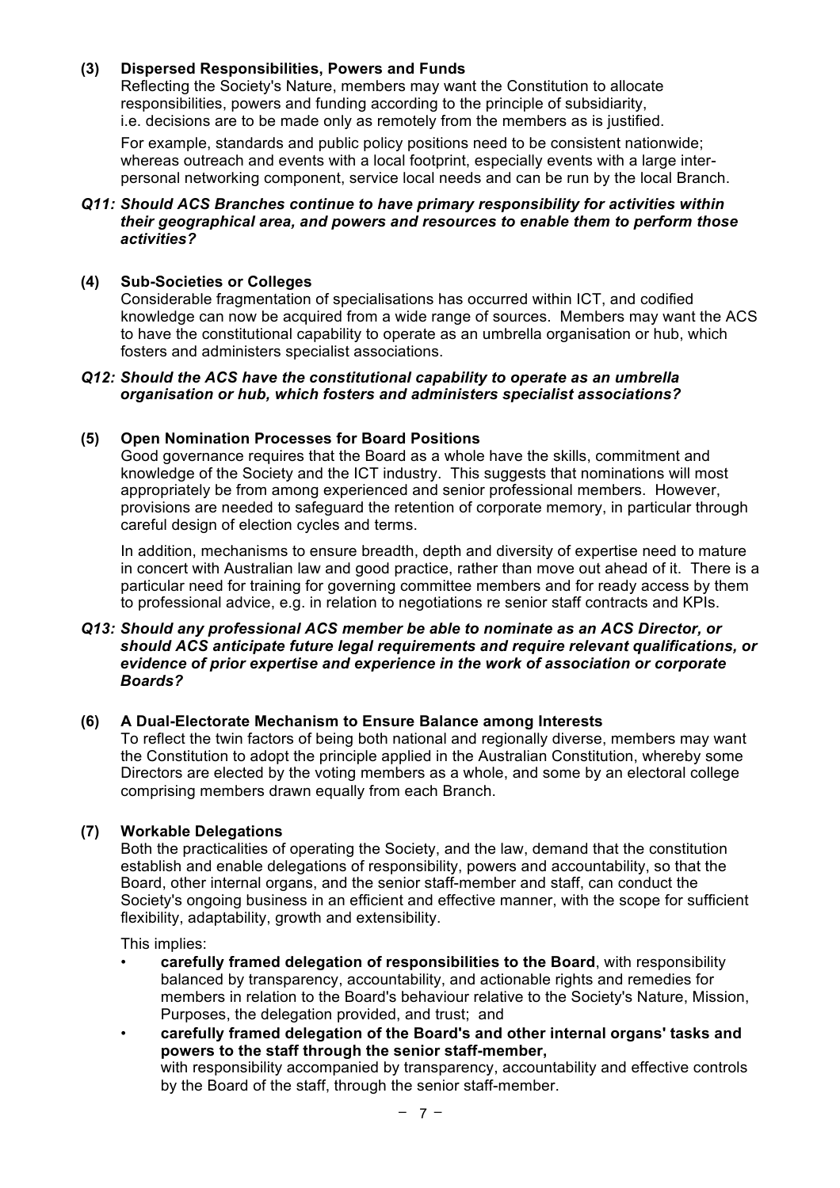### (3) Dispersed Responsibilities, Powers and Funds

Reflecting the Society's Nature, members may want the Constitution to allocate responsibilities, powers and funding according to the principle of subsidiarity, i.e. decisions are to be made only as remotely from the members as is justified.

For example, standards and public policy positions need to be consistent nationwide; whereas outreach and events with a local footprint, especially events with a large inter-personal networking component, service local needs and can be run by the local Branch.

***Q11: Should ACS Branches continue to have primary responsibility for activities within their geographical area, and powers and resources to enable them to perform those activities?***

### (4) Sub-Societies or Colleges

Considerable fragmentation of specialisations has occurred within ICT, and codified knowledge can now be acquired from a wide range of sources. Members may want the ACS to have the constitutional capability to operate as an umbrella organisation or hub, which fosters and administers specialist associations.

***Q12: Should the ACS have the constitutional capability to operate as an umbrella organisation or hub, which fosters and administers specialist associations?***

### (5) Open Nomination Processes for Board Positions

Good governance requires that the Board as a whole have the skills, commitment and knowledge of the Society and the ICT industry. This suggests that nominations will most appropriately be from among experienced and senior professional members. However, provisions are needed to safeguard the retention of corporate memory, in particular through careful design of election cycles and terms.

In addition, mechanisms to ensure breadth, depth and diversity of expertise need to mature in concert with Australian law and good practice, rather than move out ahead of it. There is a particular need for training for governing committee members and for ready access by them to professional advice, e.g. in relation to negotiations re senior staff contracts and KPIs.

***Q13: Should any professional ACS member be able to nominate as an ACS Director, or should ACS anticipate future legal requirements and require relevant qualifications, or evidence of prior expertise and experience in the work of association or corporate Boards?***

### (6) A Dual-Electorate Mechanism to Ensure Balance among Interests

To reflect the twin factors of being both national and regionally diverse, members may want the Constitution to adopt the principle applied in the Australian Constitution, whereby some Directors are elected by the voting members as a whole, and some by an electoral college comprising members drawn equally from each Branch.

### (7) Workable Delegations

Both the practicalities of operating the Society, and the law, demand that the constitution establish and enable delegations of responsibility, powers and accountability, so that the Board, other internal organs, and the senior staff-member and staff, can conduct the Society's ongoing business in an efficient and effective manner, with the scope for sufficient flexibility, adaptability, growth and extensibility.

This implies:

- **carefully framed delegation of responsibilities to the Board**, with responsibility balanced by transparency, accountability, and actionable rights and remedies for members in relation to the Board's behaviour relative to the Society's Nature, Mission, Purposes, the delegation provided, and trust; and
- **carefully framed delegation of the Board's and other internal organs' tasks and powers to the staff through the senior staff-member,**
  with responsibility accompanied by transparency, accountability and effective controls by the Board of the staff, through the senior staff-member.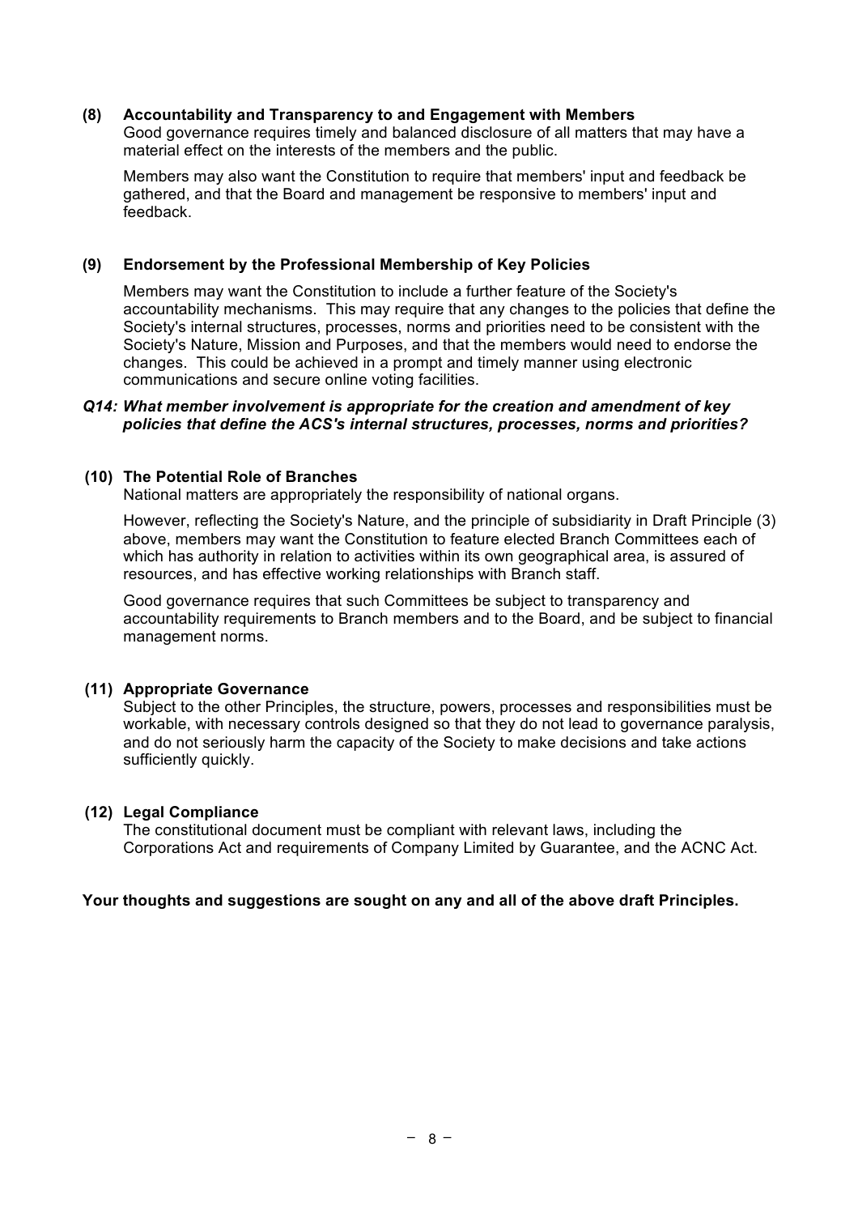**(8) Accountability and Transparency to and Engagement with Members**

Good governance requires timely and balanced disclosure of all matters that may have a material effect on the interests of the members and the public.

Members may also want the Constitution to require that members' input and feedback be gathered, and that the Board and management be responsive to members' input and feedback.

**(9) Endorsement by the Professional Membership of Key Policies**

Members may want the Constitution to include a further feature of the Society's accountability mechanisms. This may require that any changes to the policies that define the Society's internal structures, processes, norms and priorities need to be consistent with the Society's Nature, Mission and Purposes, and that the members would need to endorse the changes. This could be achieved in a prompt and timely manner using electronic communications and secure online voting facilities.

***Q14: What member involvement is appropriate for the creation and amendment of key policies that define the ACS's internal structures, processes, norms and priorities?***

**(10) The Potential Role of Branches**

National matters are appropriately the responsibility of national organs.

However, reflecting the Society's Nature, and the principle of subsidiarity in Draft Principle (3) above, members may want the Constitution to feature elected Branch Committees each of which has authority in relation to activities within its own geographical area, is assured of resources, and has effective working relationships with Branch staff.

Good governance requires that such Committees be subject to transparency and accountability requirements to Branch members and to the Board, and be subject to financial management norms.

**(11) Appropriate Governance**

Subject to the other Principles, the structure, powers, processes and responsibilities must be workable, with necessary controls designed so that they do not lead to governance paralysis, and do not seriously harm the capacity of the Society to make decisions and take actions sufficiently quickly.

**(12) Legal Compliance**

The constitutional document must be compliant with relevant laws, including the Corporations Act and requirements of Company Limited by Guarantee, and the ACNC Act.

**Your thoughts and suggestions are sought on any and all of the above draft Principles.**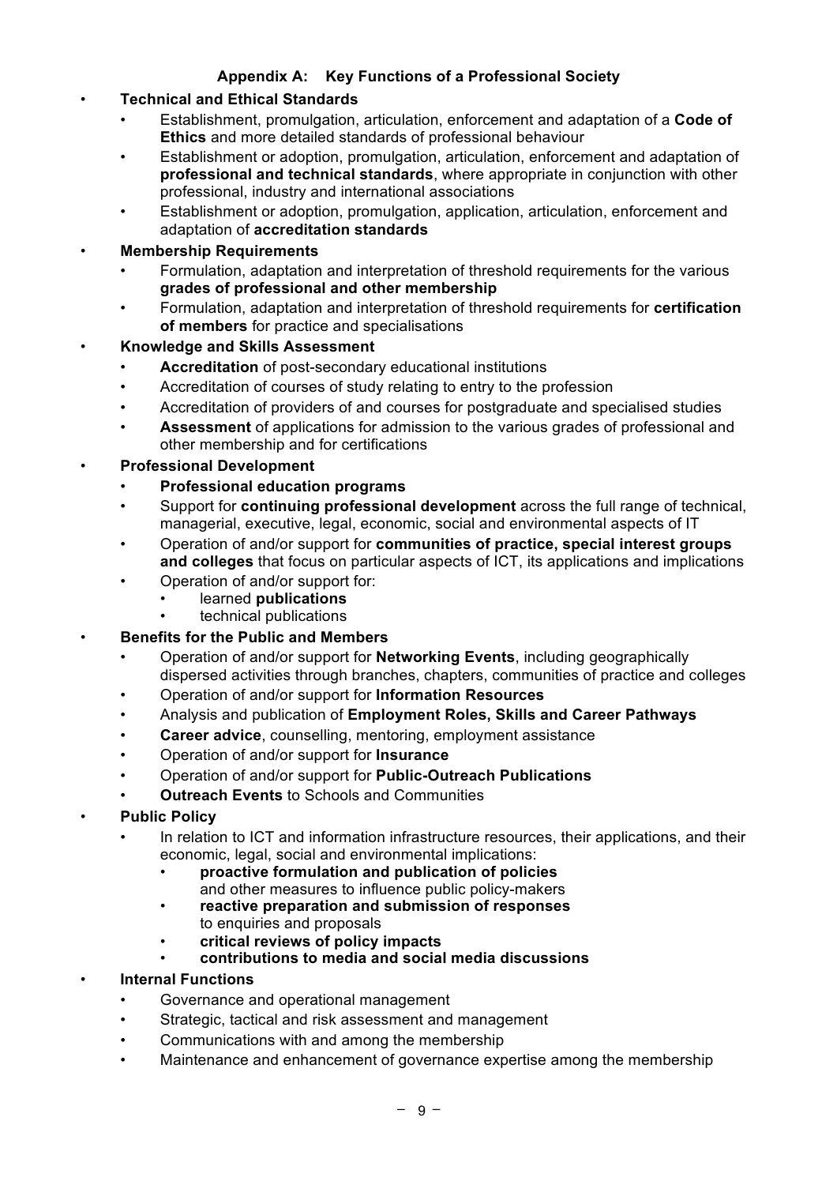## Appendix A: Key Functions of a Professional Society

- **Technical and Ethical Standards**
  - Establishment, promulgation, articulation, enforcement and adaptation of a **Code of Ethics** and more detailed standards of professional behaviour
  - Establishment or adoption, promulgation, articulation, enforcement and adaptation of **professional and technical standards**, where appropriate in conjunction with other professional, industry and international associations
  - Establishment or adoption, promulgation, application, articulation, enforcement and adaptation of **accreditation standards**
- **Membership Requirements**
  - Formulation, adaptation and interpretation of threshold requirements for the various **grades of professional and other membership**
  - Formulation, adaptation and interpretation of threshold requirements for **certification of members** for practice and specialisations
- **Knowledge and Skills Assessment**
  - **Accreditation** of post-secondary educational institutions
  - Accreditation of courses of study relating to entry to the profession
  - Accreditation of providers of and courses for postgraduate and specialised studies
  - **Assessment** of applications for admission to the various grades of professional and other membership and for certifications
- **Professional Development**
  - **Professional education programs**
  - Support for **continuing professional development** across the full range of technical, managerial, executive, legal, economic, social and environmental aspects of IT
  - Operation of and/or support for **communities of practice, special interest groups and colleges** that focus on particular aspects of ICT, its applications and implications
  - Operation of and/or support for:
    - learned **publications**
    - technical publications
- **Benefits for the Public and Members**
  - Operation of and/or support for **Networking Events**, including geographically dispersed activities through branches, chapters, communities of practice and colleges
  - Operation of and/or support for **Information Resources**
  - Analysis and publication of **Employment Roles, Skills and Career Pathways**
  - **Career advice**, counselling, mentoring, employment assistance
  - Operation of and/or support for **Insurance**
  - Operation of and/or support for **Public-Outreach Publications**
  - **Outreach Events** to Schools and Communities
- **Public Policy**
  - In relation to ICT and information infrastructure resources, their applications, and their economic, legal, social and environmental implications:
    - **proactive formulation and publication of policies** and other measures to influence public policy-makers
    - **reactive preparation and submission of responses** to enquiries and proposals
    - **critical reviews of policy impacts**
    - **contributions to media and social media discussions**
- **Internal Functions**
  - Governance and operational management
  - Strategic, tactical and risk assessment and management
  - Communications with and among the membership
  - Maintenance and enhancement of governance expertise among the membership